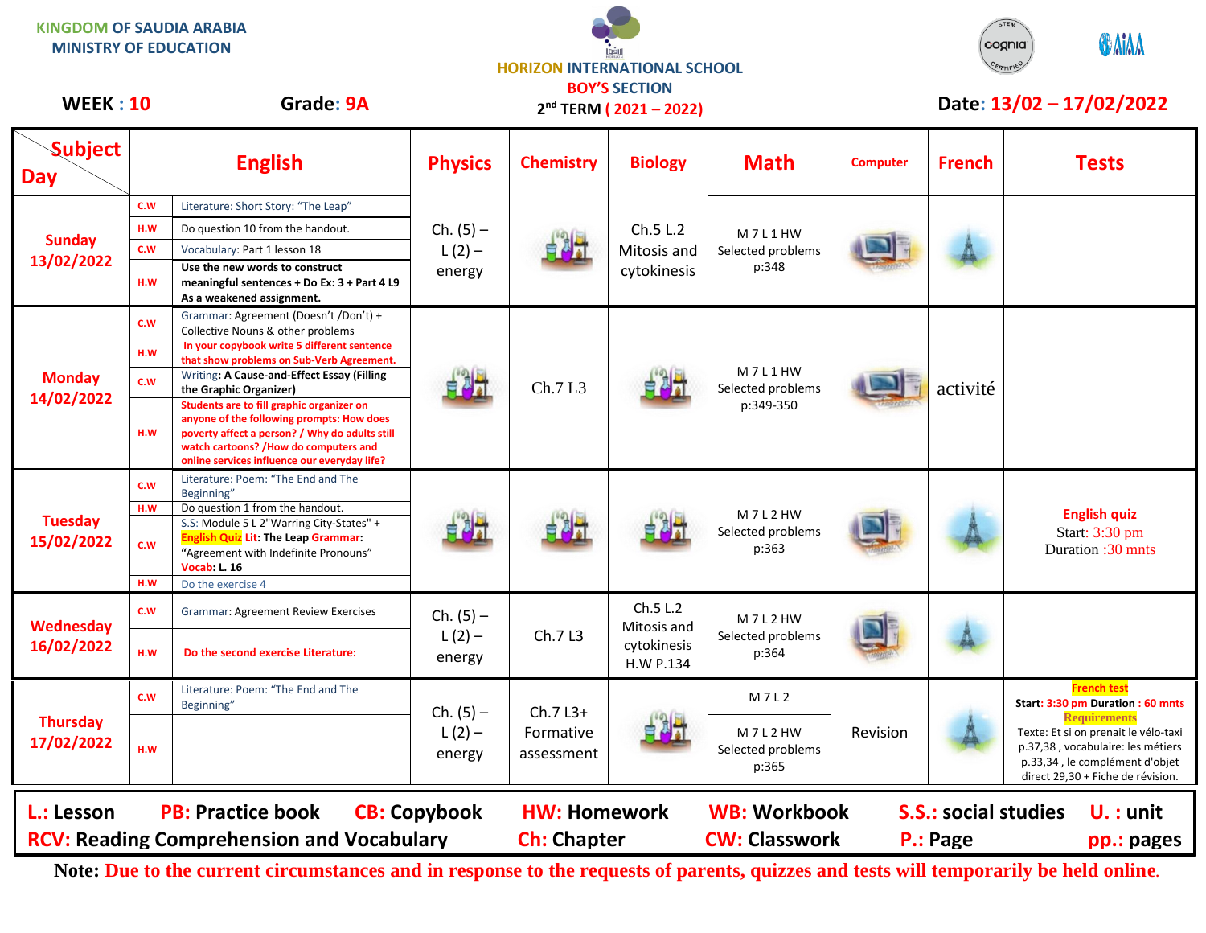KINGDOM OF SAUDIA ARABIA
MINISTRY OF EDUCATION

HORIZON INTERNATIONAL SCHOOL
BOY'S SECTION
2nd TERM ( 2021 – 2022)

**WEEK : 10** **Grade: 9A** **Date: 13/02 – 17/02/2022**

| Subject / Day | | English | Physics | Chemistry | Biology | Math | Computer | French | Tests |
|---|---|---|---|---|---|---|---|---|---|
| **Sunday 13/02/2022** | C.W | Literature: Short Story: "The Leap" | Ch. (5) – L (2) – energy | | Ch.5 L.2 Mitosis and cytokinesis | M 7 L 1 HW Selected problems p:348 | | | |
| | H.W | Do question 10 from the handout. | | | | | | | |
| | C.W | Vocabulary: Part 1 lesson 18 | | | | | | | |
| | H.W | **Use the new words to construct meaningful sentences + Do Ex: 3 + Part 4 L9 As a weakened assignment.** | | | | | | | |
| **Monday 14/02/2022** | C.W | Grammar: Agreement (Doesn't /Don't) + Collective Nouns & other problems | | Ch.7 L3 | | M 7 L 1 HW Selected problems p:349-350 | | activité | |
| | H.W | **In your copybook write 5 different sentence that show problems on Sub-Verb Agreement.** | | | | | | | |
| | C.W | Writing: **A Cause-and-Effect Essay (Filling the Graphic Organizer)** | | | | | | | |
| | H.W | **Students are to fill graphic organizer on anyone of the following prompts: How does poverty affect a person? / Why do adults still watch cartoons? /How do computers and online services influence our everyday life?** | | | | | | | |
| **Tuesday 15/02/2022** | C.W | Literature: Poem: "The End and The Beginning" | | | | M 7 L 2 HW Selected problems p:363 | | | **English quiz** Start: 3:30 pm Duration :30 mnts |
| | H.W | Do question 1 from the handout. | | | | | | | |
| | C.W | S.S: Module 5 L 2"Warring City-States" + **English Quiz Lit: The Leap Grammar:** "Agreement with Indefinite Pronouns" **Vocab: L. 16** | | | | | | | |
| | H.W | Do the exercise 4 | | | | | | | |
| **Wednesday 16/02/2022** | C.W | Grammar: Agreement Review Exercises | Ch. (5) – L (2) – energy | Ch.7 L3 | Ch.5 L.2 Mitosis and cytokinesis H.W P.134 | M 7 L 2 HW Selected problems p:364 | | | |
| | H.W | **Do the second exercise Literature:** | | | | | | | |
| **Thursday 17/02/2022** | C.W | Literature: Poem: "The End and The Beginning" | Ch. (5) – L (2) – energy | Ch.7 L3+ Formative assessment | | M 7 L 2 | Revision | | **French test** **Start: 3:30 pm Duration : 60 mnts** **Requirements** Texte: Et si on prenait le vélo-taxi p.37,38 , vocabulaire: les métiers p.33,34 , le complément d'objet direct 29,30 + Fiche de révision. |
| | H.W | | | | | M 7 L 2 HW Selected problems p:365 | | | |

**L.: Lesson** **PB: Practice book** **CB: Copybook** **HW: Homework** **WB: Workbook** **S.S.: social studies** **U. : unit**
**RCV: Reading Comprehension and Vocabulary** **Ch: Chapter** **CW: Classwork** **P.: Page** **pp.: pages**

**Note:** Due to the current circumstances and in response to the requests of parents, quizzes and tests will temporarily be held online.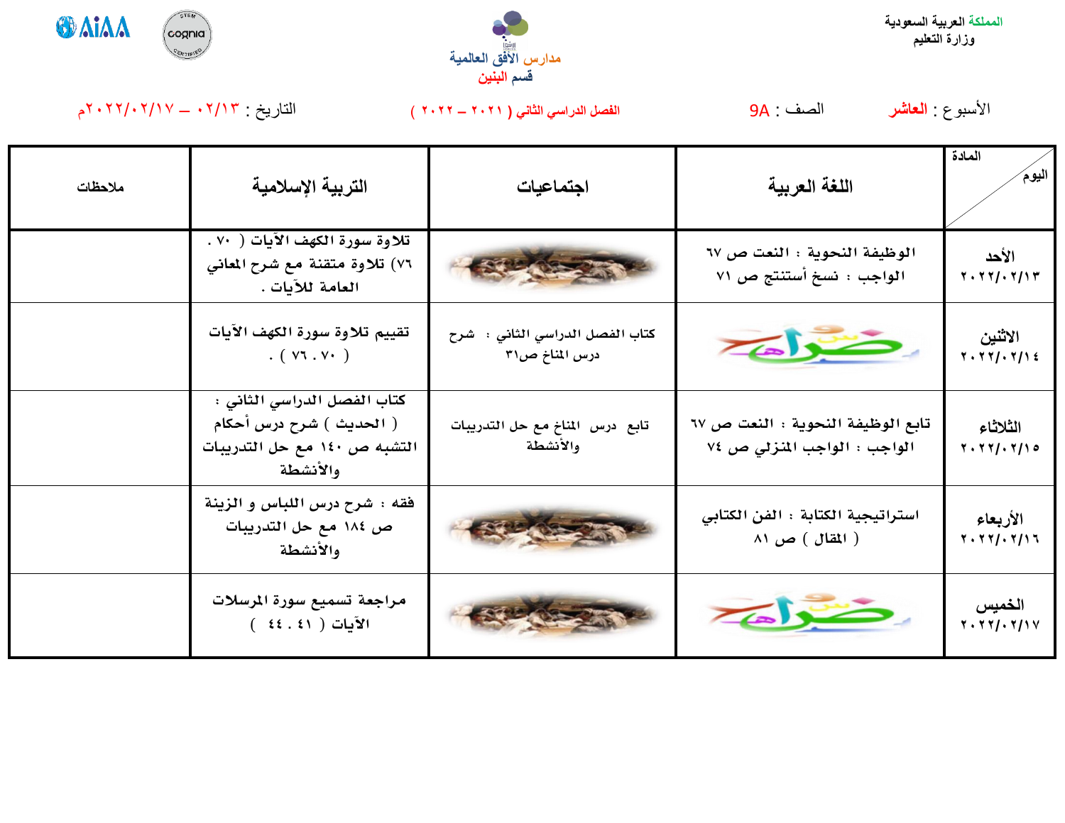المملكة العربية السعودية
وزارة التعليم

مدارس الأفق العالمية
قسم البنين

الأسبوع : العاشر    الصف : 9A    الفصل الدراسي الثاني ( ٢٠٢١ ـ ٢٠٢٢ )    التاريخ : ٠٢/١٣ ـ ٢٠٢٢/٠٢/١٧م

| اليوم / المادة | اللغة العربية | اجتماعيات | التربية الإسلامية | ملاحظات |
|---|---|---|---|---|
| الأحد ٢٠٢٢/٠٢/١٣ | الوظيفة النحوية : النعت ص ٦٧ الواجب : نسخ أستنتج ص ٧١ | | تلاوة سورة الكهف الآيات ( ٧٠ . ٧٦) تلاوة متقنة مع شرح المعاني العامة للآيات . | |
| الاثنين ٢٠٢٢/٠٢/١٤ | | كتاب الفصل الدراسي الثاني : شرح درس المناخ ص٣١ | تقييم تلاوة سورة الكهف الآيات ( ٧٠ . ٧٦ ) . | |
| الثلاثاء ٢٠٢٢/٠٢/١٥ | تابع الوظيفة النحوية : النعت ص ٦٧ الواجب : الواجب المنزلي ص ٧٤ | تابع درس المناخ مع حل التدريبات والأنشطة | كتاب الفصل الدراسي الثاني : ( الحديث ) شرح درس أحكام التشبه ص ١٤٠ مع حل التدريبات والأنشطة | |
| الأربعاء ٢٠٢٢/٠٢/١٦ | استراتيجية الكتابة : الفن الكتابي ( المقال ) ص ٨١ | | فقه : شرح درس اللباس و الزينة ص ١٨٤ مع حل التدريبات والأنشطة | |
| الخميس ٢٠٢٢/٠٢/١٧ | | | مراجعة تسميع سورة المرسلات الآيات ( ٤١ . ٤٤ ) | |